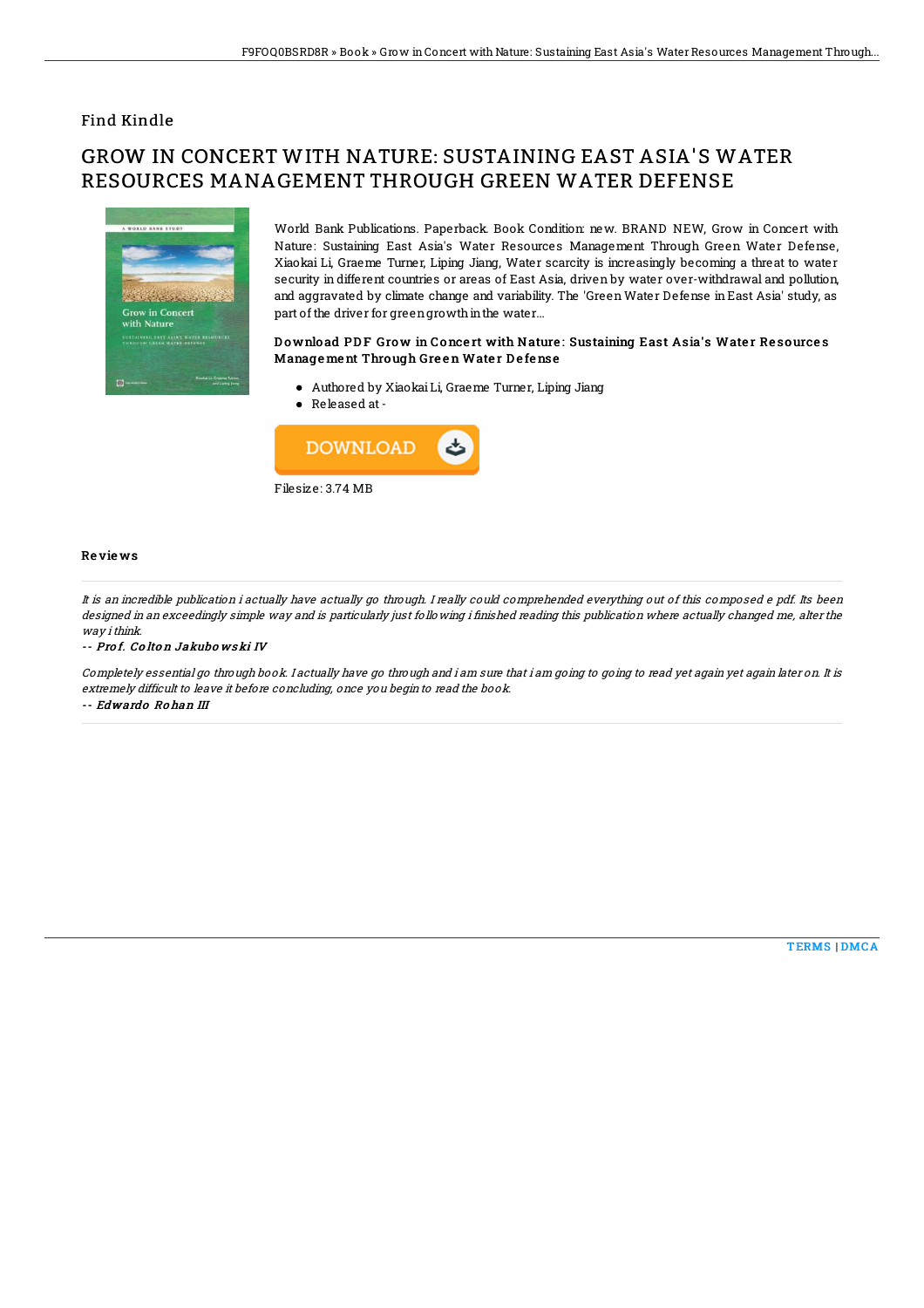Find Kindle

# GROW IN CONCERT WITH NATURE: SUSTAINING EAST ASIA'S WATER RESOURCES MANAGEMENT THROUGH GREEN WATER DEFENSE

World Bank Publications. Paperback. Book Condition: new. BRAND NEW, Grow in Concert with Nature: Sustaining East Asia's Water Resources Management Through Green Water Defense, Xiaokai Li, Graeme Turner, Liping Jiang, Water scarcity is increasingly becoming a threat to water security in different countries or areas of East Asia, driven by water over-withdrawal and pollution, and aggravated by climate change and variability. The 'Green Water Defense in East Asia' study, as part of the driver for green growth in the water...

### Download PDF Grow in Concert with Nature: Sustaining East Asia's Water Resources Management Through Green Water Defense

- Authored by Xiaokai Li, Graeme Turner, Liping Jiang
- Released at -

DOWNLOAD

Filesize: 3.74 MB

## Reviews

*It is an incredible publication i actually have actually go through. I really could comprehended everything out of this composed e pdf. Its been designed in an exceedingly simple way and is particularly just following i finished reading this publication where actually changed me, alter the way i think.*

-- ***Prof. Colton Jakubowski IV***

*Completely essential go through book. I actually have go through and i am sure that i am going to going to read yet again yet again later on. It is extremely difficult to leave it before concluding, once you begin to read the book.*

-- ***Edwardo Rohan III***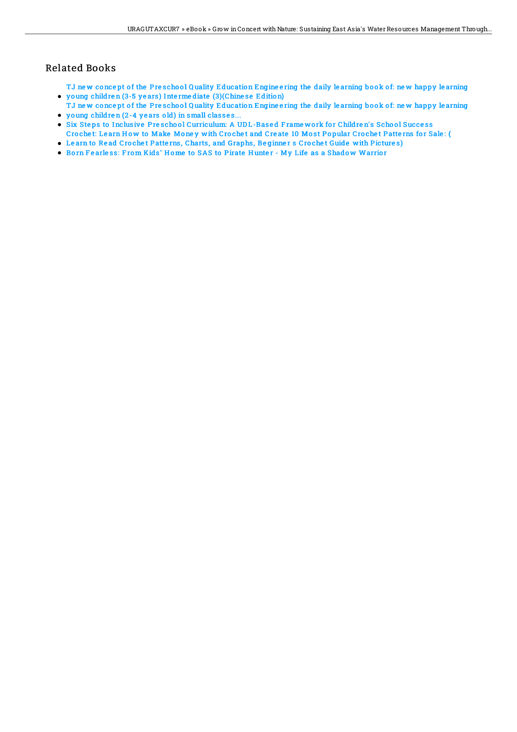## Related Books

- TJ new concept of the Preschool Quality Education Engineering the daily learning book of: new happy learning young children (3-5 years) Intermediate (3)(Chinese Edition)
- TJ new concept of the Preschool Quality Education Engineering the daily learning book of: new happy learning young children (2-4 years old) in small classes...
- Six Steps to Inclusive Preschool Curriculum: A UDL-Based Framework for Children's School Success
- Crochet: Learn How to Make Money with Crochet and Create 10 Most Popular Crochet Patterns for Sale: ( Learn to Read Crochet Patterns, Charts, and Graphs, Beginner s Crochet Guide with Pictures)
- Born Fearless: From Kids' Home to SAS to Pirate Hunter - My Life as a Shadow Warrior